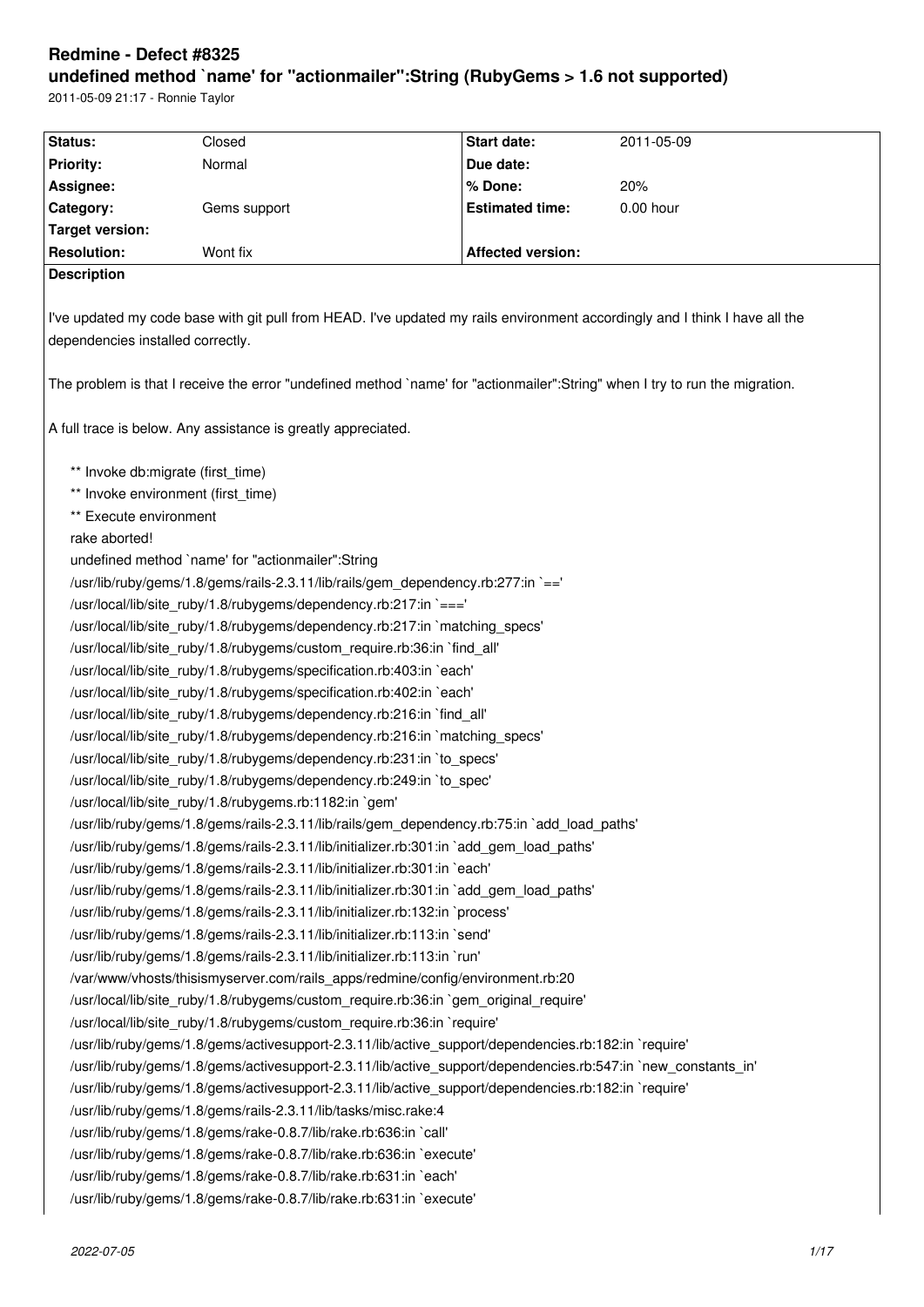# Redmine - Defect #8325

## undefined method `name' for "actionmailer":String (RubyGems > 1.6 not supported)

2011-05-09 21:17 - Ronnie Taylor

| Status: | Closed | Start date: | 2011-05-09 |
|---|---|---|---|
| Priority: | Normal | Due date: | |
| Assignee: | | % Done: | 20% |
| Category: | Gems support | Estimated time: | 0.00 hour |
| Target version: | | | |
| Resolution: | Wont fix | Affected version: | |

**Description**

I've updated my code base with git pull from HEAD. I've updated my rails environment accordingly and I think I have all the dependencies installed correctly.

The problem is that I receive the error "undefined method `name' for "actionmailer":String" when I try to run the migration.

A full trace is below. Any assistance is greatly appreciated.

```
** Invoke db:migrate (first_time)
** Invoke environment (first_time)
** Execute environment
rake aborted!
undefined method `name' for "actionmailer":String
/usr/lib/ruby/gems/1.8/gems/rails-2.3.11/lib/rails/gem_dependency.rb:277:in `=='
/usr/local/lib/site_ruby/1.8/rubygems/dependency.rb:217:in `==='
/usr/local/lib/site_ruby/1.8/rubygems/dependency.rb:217:in `matching_specs'
/usr/local/lib/site_ruby/1.8/rubygems/custom_require.rb:36:in `find_all'
/usr/local/lib/site_ruby/1.8/rubygems/specification.rb:403:in `each'
/usr/local/lib/site_ruby/1.8/rubygems/specification.rb:402:in `each'
/usr/local/lib/site_ruby/1.8/rubygems/dependency.rb:216:in `find_all'
/usr/local/lib/site_ruby/1.8/rubygems/dependency.rb:216:in `matching_specs'
/usr/local/lib/site_ruby/1.8/rubygems/dependency.rb:231:in `to_specs'
/usr/local/lib/site_ruby/1.8/rubygems/dependency.rb:249:in `to_spec'
/usr/local/lib/site_ruby/1.8/rubygems.rb:1182:in `gem'
/usr/lib/ruby/gems/1.8/gems/rails-2.3.11/lib/rails/gem_dependency.rb:75:in `add_load_paths'
/usr/lib/ruby/gems/1.8/gems/rails-2.3.11/lib/initializer.rb:301:in `add_gem_load_paths'
/usr/lib/ruby/gems/1.8/gems/rails-2.3.11/lib/initializer.rb:301:in `each'
/usr/lib/ruby/gems/1.8/gems/rails-2.3.11/lib/initializer.rb:301:in `add_gem_load_paths'
/usr/lib/ruby/gems/1.8/gems/rails-2.3.11/lib/initializer.rb:132:in `process'
/usr/lib/ruby/gems/1.8/gems/rails-2.3.11/lib/initializer.rb:113:in `send'
/usr/lib/ruby/gems/1.8/gems/rails-2.3.11/lib/initializer.rb:113:in `run'
/var/www/vhosts/thisismyserver.com/rails_apps/redmine/config/environment.rb:20
/usr/local/lib/site_ruby/1.8/rubygems/custom_require.rb:36:in `gem_original_require'
/usr/local/lib/site_ruby/1.8/rubygems/custom_require.rb:36:in `require'
/usr/lib/ruby/gems/1.8/gems/activesupport-2.3.11/lib/active_support/dependencies.rb:182:in `require'
/usr/lib/ruby/gems/1.8/gems/activesupport-2.3.11/lib/active_support/dependencies.rb:547:in `new_constants_in'
/usr/lib/ruby/gems/1.8/gems/activesupport-2.3.11/lib/active_support/dependencies.rb:182:in `require'
/usr/lib/ruby/gems/1.8/gems/rails-2.3.11/lib/tasks/misc.rake:4
/usr/lib/ruby/gems/1.8/gems/rake-0.8.7/lib/rake.rb:636:in `call'
/usr/lib/ruby/gems/1.8/gems/rake-0.8.7/lib/rake.rb:636:in `execute'
/usr/lib/ruby/gems/1.8/gems/rake-0.8.7/lib/rake.rb:631:in `each'
/usr/lib/ruby/gems/1.8/gems/rake-0.8.7/lib/rake.rb:631:in `execute'
```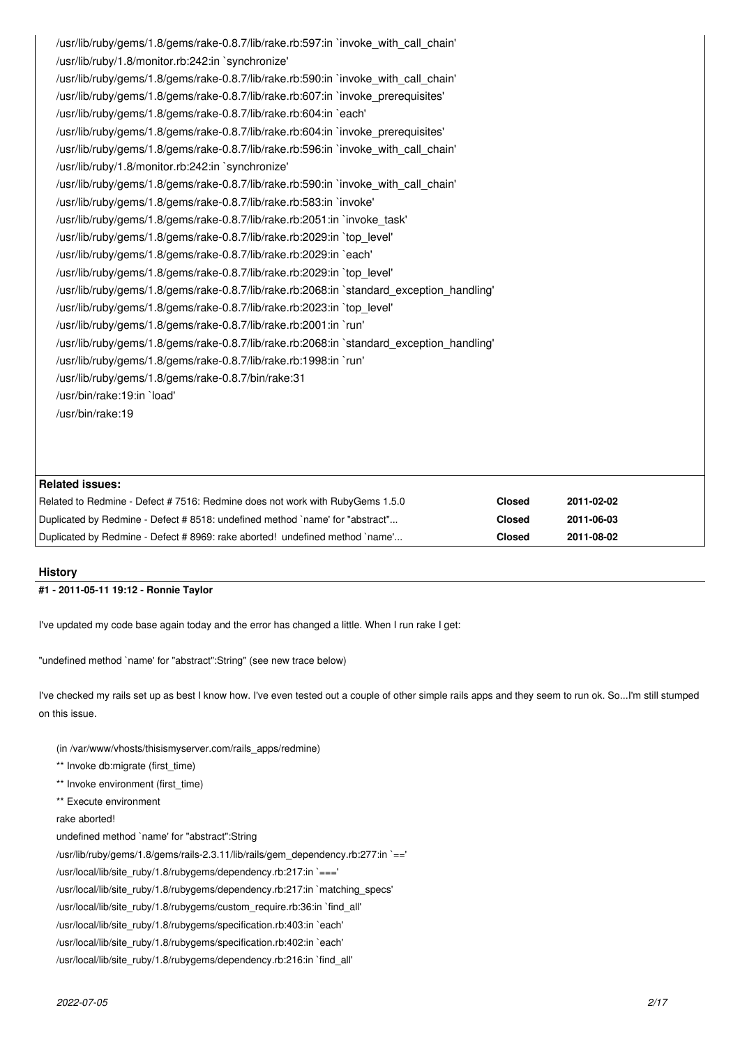```
/usr/lib/ruby/gems/1.8/gems/rake-0.8.7/lib/rake.rb:597:in `invoke_with_call_chain'
/usr/lib/ruby/1.8/monitor.rb:242:in `synchronize'
/usr/lib/ruby/gems/1.8/gems/rake-0.8.7/lib/rake.rb:590:in `invoke_with_call_chain'
/usr/lib/ruby/gems/1.8/gems/rake-0.8.7/lib/rake.rb:607:in `invoke_prerequisites'
/usr/lib/ruby/gems/1.8/gems/rake-0.8.7/lib/rake.rb:604:in `each'
/usr/lib/ruby/gems/1.8/gems/rake-0.8.7/lib/rake.rb:604:in `invoke_prerequisites'
/usr/lib/ruby/gems/1.8/gems/rake-0.8.7/lib/rake.rb:596:in `invoke_with_call_chain'
/usr/lib/ruby/1.8/monitor.rb:242:in `synchronize'
/usr/lib/ruby/gems/1.8/gems/rake-0.8.7/lib/rake.rb:590:in `invoke_with_call_chain'
/usr/lib/ruby/gems/1.8/gems/rake-0.8.7/lib/rake.rb:583:in `invoke'
/usr/lib/ruby/gems/1.8/gems/rake-0.8.7/lib/rake.rb:2051:in `invoke_task'
/usr/lib/ruby/gems/1.8/gems/rake-0.8.7/lib/rake.rb:2029:in `top_level'
/usr/lib/ruby/gems/1.8/gems/rake-0.8.7/lib/rake.rb:2029:in `each'
/usr/lib/ruby/gems/1.8/gems/rake-0.8.7/lib/rake.rb:2029:in `top_level'
/usr/lib/ruby/gems/1.8/gems/rake-0.8.7/lib/rake.rb:2068:in `standard_exception_handling'
/usr/lib/ruby/gems/1.8/gems/rake-0.8.7/lib/rake.rb:2023:in `top_level'
/usr/lib/ruby/gems/1.8/gems/rake-0.8.7/lib/rake.rb:2001:in `run'
/usr/lib/ruby/gems/1.8/gems/rake-0.8.7/lib/rake.rb:2068:in `standard_exception_handling'
/usr/lib/ruby/gems/1.8/gems/rake-0.8.7/lib/rake.rb:1998:in `run'
/usr/lib/ruby/gems/1.8/gems/rake-0.8.7/bin/rake:31
/usr/bin/rake:19:in `load'
/usr/bin/rake:19
```

**Related issues:**

| | | |
|---|---|---|
| Related to Redmine - Defect # 7516: Redmine does not work with RubyGems 1.5.0 | **Closed** | **2011-02-02** |
| Duplicated by Redmine - Defect # 8518: undefined method `name' for "abstract"... | **Closed** | **2011-06-03** |
| Duplicated by Redmine - Defect # 8969: rake aborted! undefined method `name'... | **Closed** | **2011-08-02** |

## History

### #1 - 2011-05-11 19:12 - Ronnie Taylor

I've updated my code base again today and the error has changed a little. When I run rake I get:

"undefined method `name' for "abstract":String" (see new trace below)

I've checked my rails set up as best I know how. I've even tested out a couple of other simple rails apps and they seem to run ok. So...I'm still stumped on this issue.

```
(in /var/www/vhosts/thisismyserver.com/rails_apps/redmine)
** Invoke db:migrate (first_time)
** Invoke environment (first_time)
** Execute environment
rake aborted!
undefined method `name' for "abstract":String
/usr/lib/ruby/gems/1.8/gems/rails-2.3.11/lib/rails/gem_dependency.rb:277:in `=='
/usr/local/lib/site_ruby/1.8/rubygems/dependency.rb:217:in `==='
/usr/local/lib/site_ruby/1.8/rubygems/dependency.rb:217:in `matching_specs'
/usr/local/lib/site_ruby/1.8/rubygems/custom_require.rb:36:in `find_all'
/usr/local/lib/site_ruby/1.8/rubygems/specification.rb:403:in `each'
/usr/local/lib/site_ruby/1.8/rubygems/specification.rb:402:in `each'
/usr/local/lib/site_ruby/1.8/rubygems/dependency.rb:216:in `find_all'
```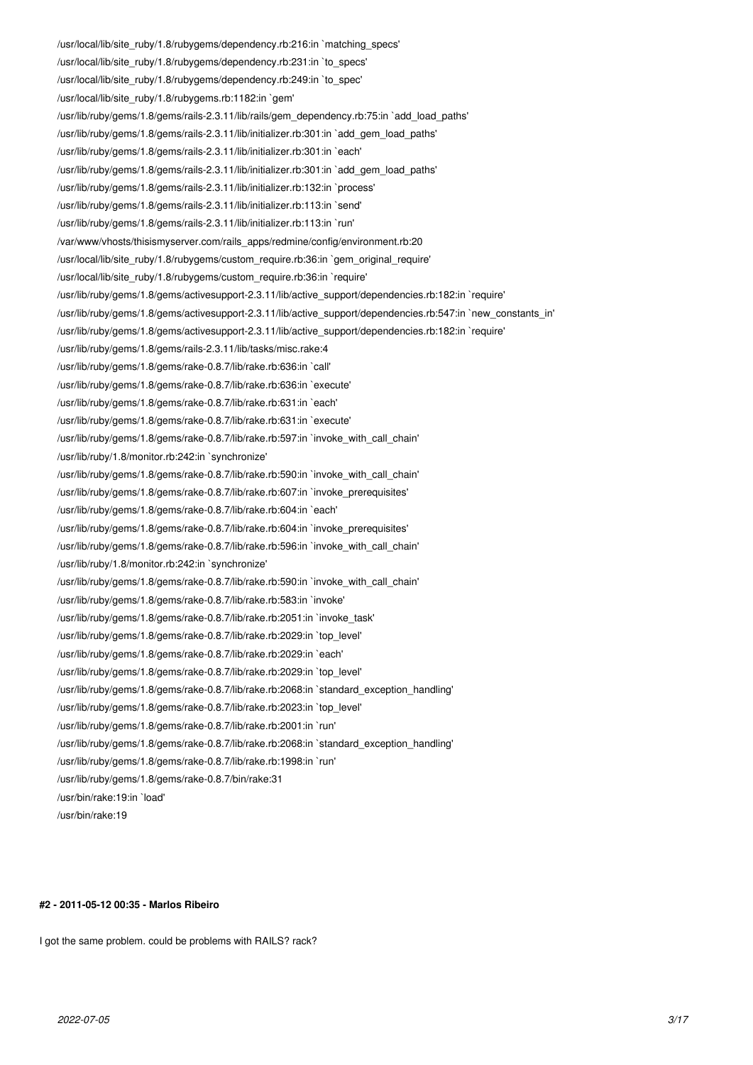```
/usr/local/lib/site_ruby/1.8/rubygems/dependency.rb:216:in `matching_specs'
/usr/local/lib/site_ruby/1.8/rubygems/dependency.rb:231:in `to_specs'
/usr/local/lib/site_ruby/1.8/rubygems/dependency.rb:249:in `to_spec'
/usr/local/lib/site_ruby/1.8/rubygems.rb:1182:in `gem'
/usr/lib/ruby/gems/1.8/gems/rails-2.3.11/lib/rails/gem_dependency.rb:75:in `add_load_paths'
/usr/lib/ruby/gems/1.8/gems/rails-2.3.11/lib/initializer.rb:301:in `add_gem_load_paths'
/usr/lib/ruby/gems/1.8/gems/rails-2.3.11/lib/initializer.rb:301:in `each'
/usr/lib/ruby/gems/1.8/gems/rails-2.3.11/lib/initializer.rb:301:in `add_gem_load_paths'
/usr/lib/ruby/gems/1.8/gems/rails-2.3.11/lib/initializer.rb:132:in `process'
/usr/lib/ruby/gems/1.8/gems/rails-2.3.11/lib/initializer.rb:113:in `send'
/usr/lib/ruby/gems/1.8/gems/rails-2.3.11/lib/initializer.rb:113:in `run'
/var/www/vhosts/thisismyserver.com/rails_apps/redmine/config/environment.rb:20
/usr/local/lib/site_ruby/1.8/rubygems/custom_require.rb:36:in `gem_original_require'
/usr/local/lib/site_ruby/1.8/rubygems/custom_require.rb:36:in `require'
/usr/lib/ruby/gems/1.8/gems/activesupport-2.3.11/lib/active_support/dependencies.rb:182:in `require'
/usr/lib/ruby/gems/1.8/gems/activesupport-2.3.11/lib/active_support/dependencies.rb:547:in `new_constants_in'
/usr/lib/ruby/gems/1.8/gems/activesupport-2.3.11/lib/active_support/dependencies.rb:182:in `require'
/usr/lib/ruby/gems/1.8/gems/rails-2.3.11/lib/tasks/misc.rake:4
/usr/lib/ruby/gems/1.8/gems/rake-0.8.7/lib/rake.rb:636:in `call'
/usr/lib/ruby/gems/1.8/gems/rake-0.8.7/lib/rake.rb:636:in `execute'
/usr/lib/ruby/gems/1.8/gems/rake-0.8.7/lib/rake.rb:631:in `each'
/usr/lib/ruby/gems/1.8/gems/rake-0.8.7/lib/rake.rb:631:in `execute'
/usr/lib/ruby/gems/1.8/gems/rake-0.8.7/lib/rake.rb:597:in `invoke_with_call_chain'
/usr/lib/ruby/1.8/monitor.rb:242:in `synchronize'
/usr/lib/ruby/gems/1.8/gems/rake-0.8.7/lib/rake.rb:590:in `invoke_with_call_chain'
/usr/lib/ruby/gems/1.8/gems/rake-0.8.7/lib/rake.rb:607:in `invoke_prerequisites'
/usr/lib/ruby/gems/1.8/gems/rake-0.8.7/lib/rake.rb:604:in `each'
/usr/lib/ruby/gems/1.8/gems/rake-0.8.7/lib/rake.rb:604:in `invoke_prerequisites'
/usr/lib/ruby/gems/1.8/gems/rake-0.8.7/lib/rake.rb:596:in `invoke_with_call_chain'
/usr/lib/ruby/1.8/monitor.rb:242:in `synchronize'
/usr/lib/ruby/gems/1.8/gems/rake-0.8.7/lib/rake.rb:590:in `invoke_with_call_chain'
/usr/lib/ruby/gems/1.8/gems/rake-0.8.7/lib/rake.rb:583:in `invoke'
/usr/lib/ruby/gems/1.8/gems/rake-0.8.7/lib/rake.rb:2051:in `invoke_task'
/usr/lib/ruby/gems/1.8/gems/rake-0.8.7/lib/rake.rb:2029:in `top_level'
/usr/lib/ruby/gems/1.8/gems/rake-0.8.7/lib/rake.rb:2029:in `each'
/usr/lib/ruby/gems/1.8/gems/rake-0.8.7/lib/rake.rb:2029:in `top_level'
/usr/lib/ruby/gems/1.8/gems/rake-0.8.7/lib/rake.rb:2068:in `standard_exception_handling'
/usr/lib/ruby/gems/1.8/gems/rake-0.8.7/lib/rake.rb:2023:in `top_level'
/usr/lib/ruby/gems/1.8/gems/rake-0.8.7/lib/rake.rb:2001:in `run'
/usr/lib/ruby/gems/1.8/gems/rake-0.8.7/lib/rake.rb:2068:in `standard_exception_handling'
/usr/lib/ruby/gems/1.8/gems/rake-0.8.7/lib/rake.rb:1998:in `run'
/usr/lib/ruby/gems/1.8/gems/rake-0.8.7/bin/rake:31
/usr/bin/rake:19:in `load'
/usr/bin/rake:19
```

#### #2 - 2011-05-12 00:35 - Marlos Ribeiro

I got the same problem. could be problems with RAILS? rack?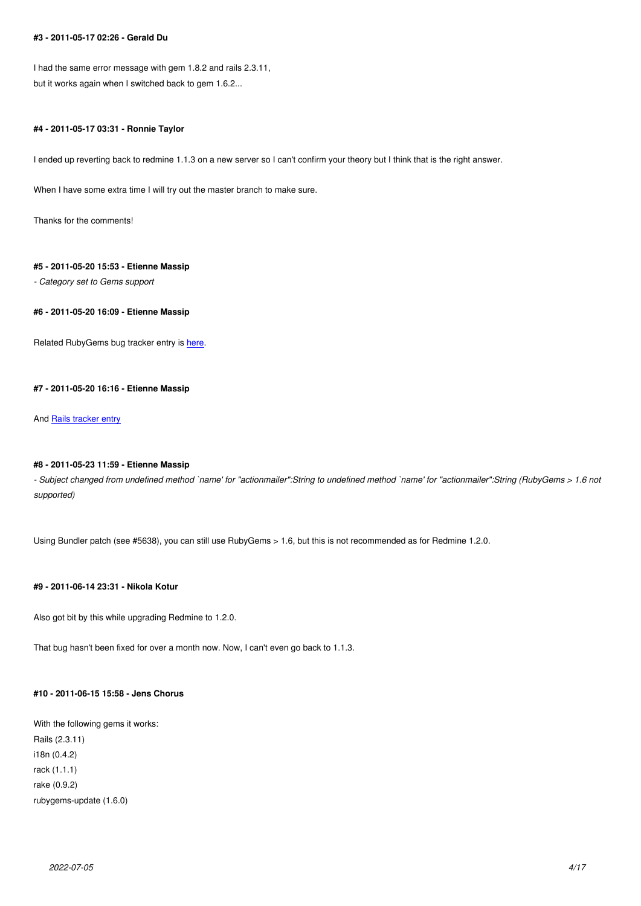#### #3 - 2011-05-17 02:26 - Gerald Du

I had the same error message with gem 1.8.2 and rails 2.3.11,
but it works again when I switched back to gem 1.6.2...

#### #4 - 2011-05-17 03:31 - Ronnie Taylor

I ended up reverting back to redmine 1.1.3 on a new server so I can't confirm your theory but I think that is the right answer.

When I have some extra time I will try out the master branch to make sure.

Thanks for the comments!

#### #5 - 2011-05-20 15:53 - Etienne Massip

*- Category set to Gems support*

#### #6 - 2011-05-20 16:09 - Etienne Massip

Related RubyGems bug tracker entry is here.

#### #7 - 2011-05-20 16:16 - Etienne Massip

And Rails tracker entry

#### #8 - 2011-05-23 11:59 - Etienne Massip

*- Subject changed from undefined method `name' for "actionmailer":String to undefined method `name' for "actionmailer":String (RubyGems > 1.6 not supported)*

Using Bundler patch (see #5638), you can still use RubyGems > 1.6, but this is not recommended as for Redmine 1.2.0.

#### #9 - 2011-06-14 23:31 - Nikola Kotur

Also got bit by this while upgrading Redmine to 1.2.0.

That bug hasn't been fixed for over a month now. Now, I can't even go back to 1.1.3.

#### #10 - 2011-06-15 15:58 - Jens Chorus

With the following gems it works:
Rails (2.3.11)
i18n (0.4.2)
rack (1.1.1)
rake (0.9.2)
rubygems-update (1.6.0)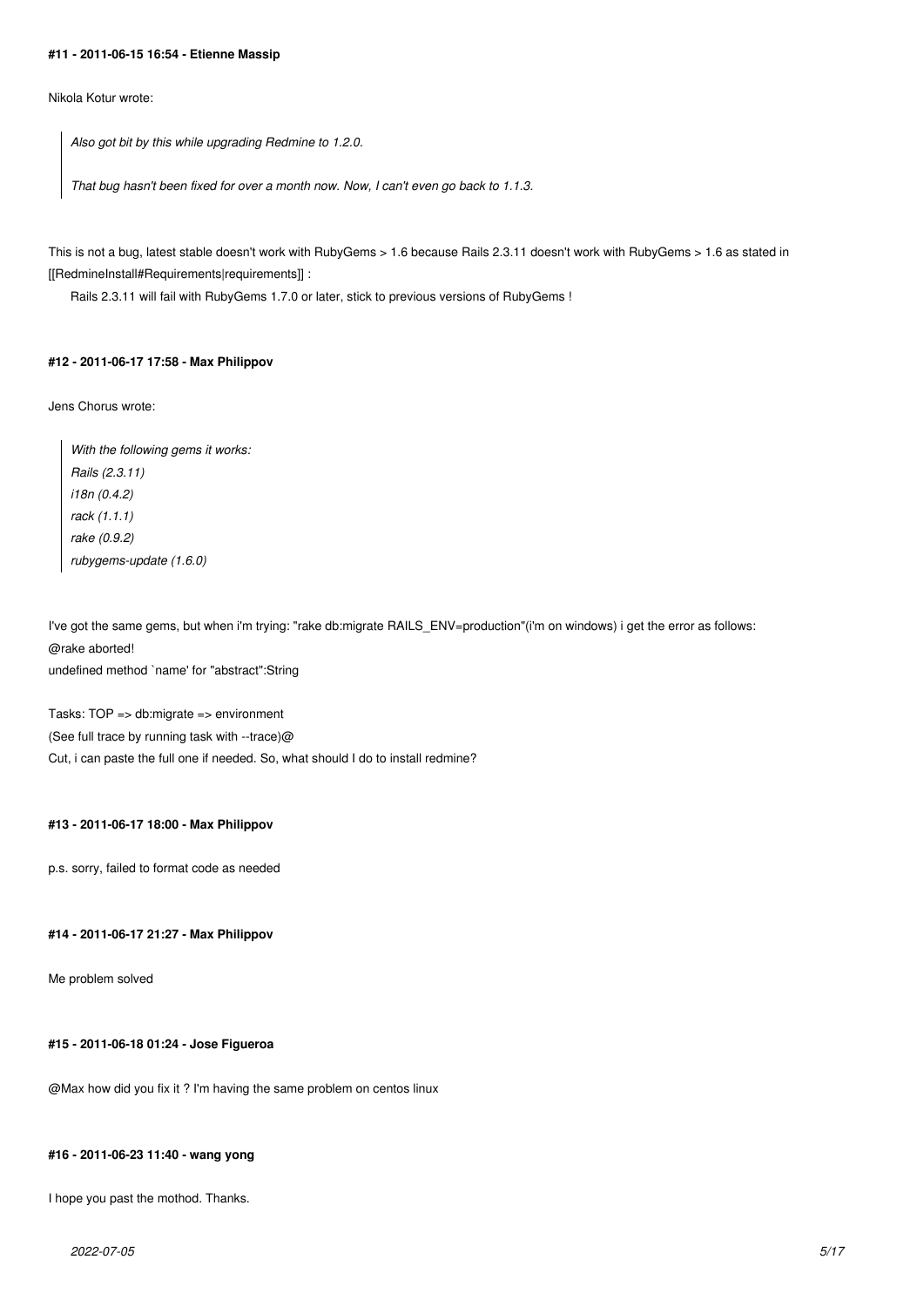#### #11 - 2011-06-15 16:54 - Etienne Massip

Nikola Kotur wrote:

> *Also got bit by this while upgrading Redmine to 1.2.0.*
>
> *That bug hasn't been fixed for over a month now. Now, I can't even go back to 1.1.3.*

This is not a bug, latest stable doesn't work with RubyGems > 1.6 because Rails 2.3.11 doesn't work with RubyGems > 1.6 as stated in [[RedmineInstall#Requirements|requirements]] :

    Rails 2.3.11 will fail with RubyGems 1.7.0 or later, stick to previous versions of RubyGems !

#### #12 - 2011-06-17 17:58 - Max Philippov

Jens Chorus wrote:

> *With the following gems it works:*
> *Rails (2.3.11)*
> *i18n (0.4.2)*
> *rack (1.1.1)*
> *rake (0.9.2)*
> *rubygems-update (1.6.0)*

I've got the same gems, but when i'm trying: "rake db:migrate RAILS_ENV=production"(i'm on windows) i get the error as follows:
@rake aborted!
undefined method `name' for "abstract":String

Tasks: TOP => db:migrate => environment
(See full trace by running task with --trace)@
Cut, i can paste the full one if needed. So, what should I do to install redmine?

#### #13 - 2011-06-17 18:00 - Max Philippov

p.s. sorry, failed to format code as needed

#### #14 - 2011-06-17 21:27 - Max Philippov

Me problem solved

#### #15 - 2011-06-18 01:24 - Jose Figueroa

@Max how did you fix it ? I'm having the same problem on centos linux

#### #16 - 2011-06-23 11:40 - wang yong

I hope you past the mothod. Thanks.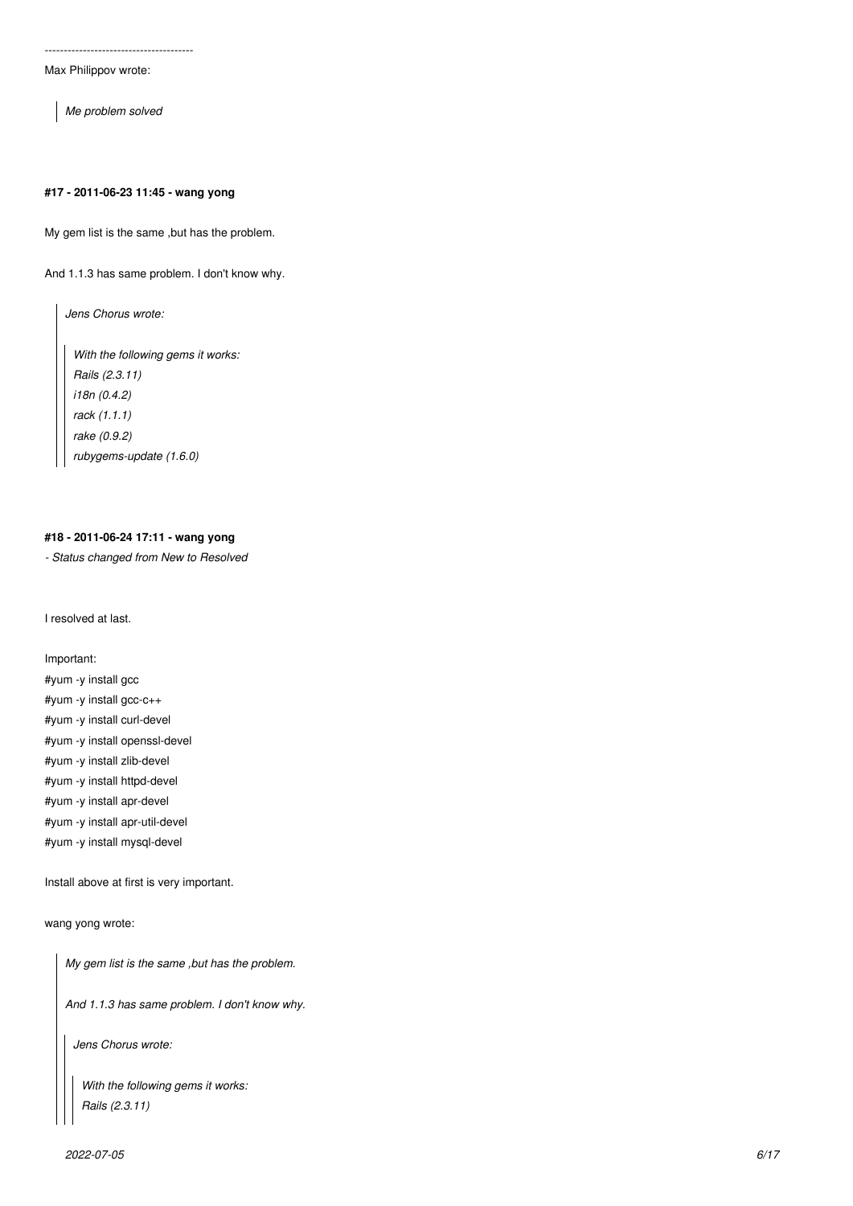----------------------------------------

Max Philippov wrote:

> *Me problem solved*

#### #17 - 2011-06-23 11:45 - wang yong

My gem list is the same ,but has the problem.

And 1.1.3 has same problem. I don't know why.

> *Jens Chorus wrote:*
>
> > *With the following gems it works:*
> > *Rails (2.3.11)*
> > *i18n (0.4.2)*
> > *rack (1.1.1)*
> > *rake (0.9.2)*
> > *rubygems-update (1.6.0)*

#### #18 - 2011-06-24 17:11 - wang yong

*- Status changed from New to Resolved*

I resolved at last.

Important:
#yum -y install gcc
#yum -y install gcc-c++
#yum -y install curl-devel
#yum -y install openssl-devel
#yum -y install zlib-devel
#yum -y install httpd-devel
#yum -y install apr-devel
#yum -y install apr-util-devel
#yum -y install mysql-devel

Install above at first is very important.

wang yong wrote:

> *My gem list is the same ,but has the problem.*
>
> *And 1.1.3 has same problem. I don't know why.*
>
> > *Jens Chorus wrote:*
> >
> > > *With the following gems it works:*
> > > *Rails (2.3.11)*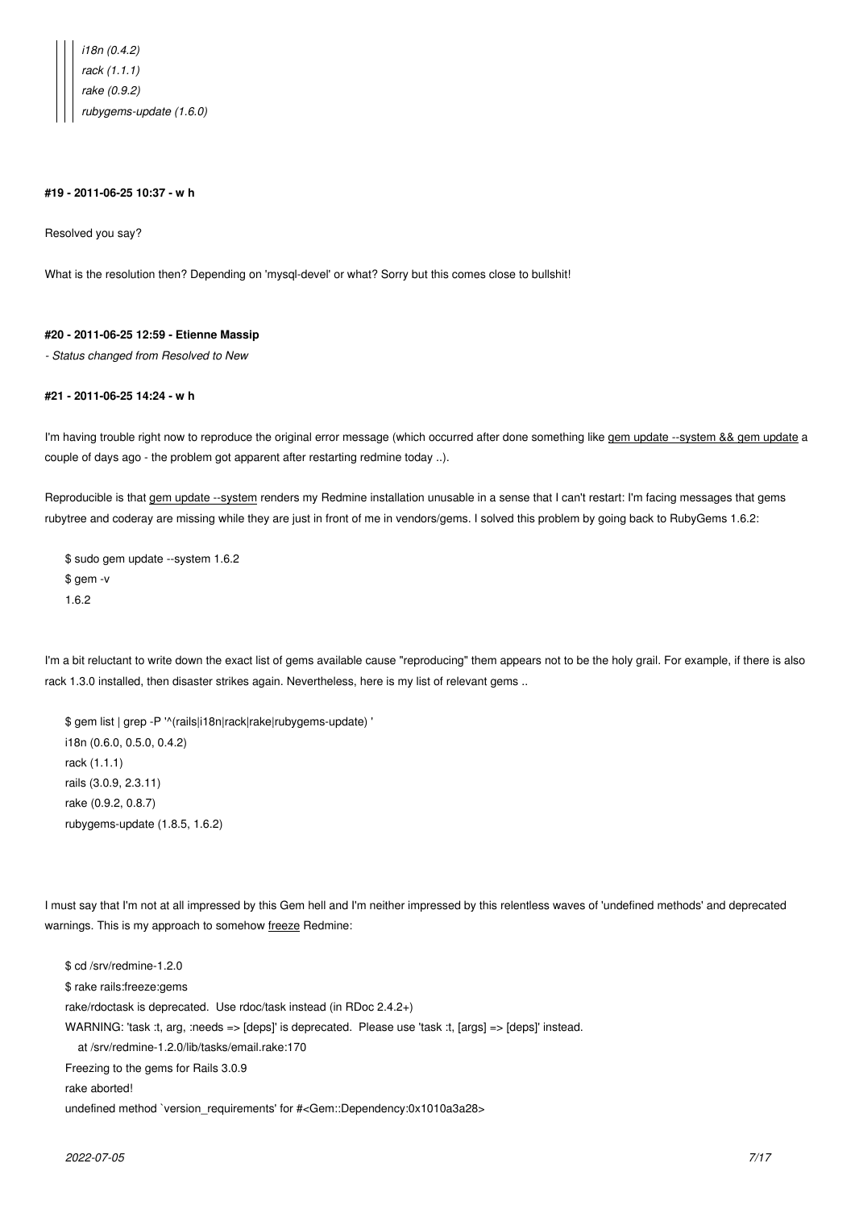> > > *i18n (0.4.2)*
> > > *rack (1.1.1)*
> > > *rake (0.9.2)*
> > > *rubygems-update (1.6.0)*

#### #19 - 2011-06-25 10:37 - w h

Resolved you say?

What is the resolution then? Depending on 'mysql-devel' or what? Sorry but this comes close to bullshit!

#### #20 - 2011-06-25 12:59 - Etienne Massip

*- Status changed from Resolved to New*

#### #21 - 2011-06-25 14:24 - w h

I'm having trouble right now to reproduce the original error message (which occurred after done something like gem update --system && gem update a couple of days ago - the problem got apparent after restarting redmine today ..).

Reproducible is that gem update --system renders my Redmine installation unusable in a sense that I can't restart: I'm facing messages that gems rubytree and coderay are missing while they are just in front of me in vendors/gems. I solved this problem by going back to RubyGems 1.6.2:

```
$ sudo gem update --system 1.6.2
$ gem -v
1.6.2
```

I'm a bit reluctant to write down the exact list of gems available cause "reproducing" them appears not to be the holy grail. For example, if there is also rack 1.3.0 installed, then disaster strikes again. Nevertheless, here is my list of relevant gems ..

```
$ gem list | grep -P '^(rails|i18n|rack|rake|rubygems-update) '
i18n (0.6.0, 0.5.0, 0.4.2)
rack (1.1.1)
rails (3.0.9, 2.3.11)
rake (0.9.2, 0.8.7)
rubygems-update (1.8.5, 1.6.2)
```

I must say that I'm not at all impressed by this Gem hell and I'm neither impressed by this relentless waves of 'undefined methods' and deprecated warnings. This is my approach to somehow freeze Redmine:

```
$ cd /srv/redmine-1.2.0
$ rake rails:freeze:gems
rake/rdoctask is deprecated.  Use rdoc/task instead (in RDoc 2.4.2+)
WARNING: 'task :t, arg, :needs => [deps]' is deprecated.  Please use 'task :t, [args] => [deps]' instead.
   at /srv/redmine-1.2.0/lib/tasks/email.rake:170
Freezing to the gems for Rails 3.0.9
rake aborted!
undefined method `version_requirements' for #<Gem::Dependency:0x1010a3a28>
```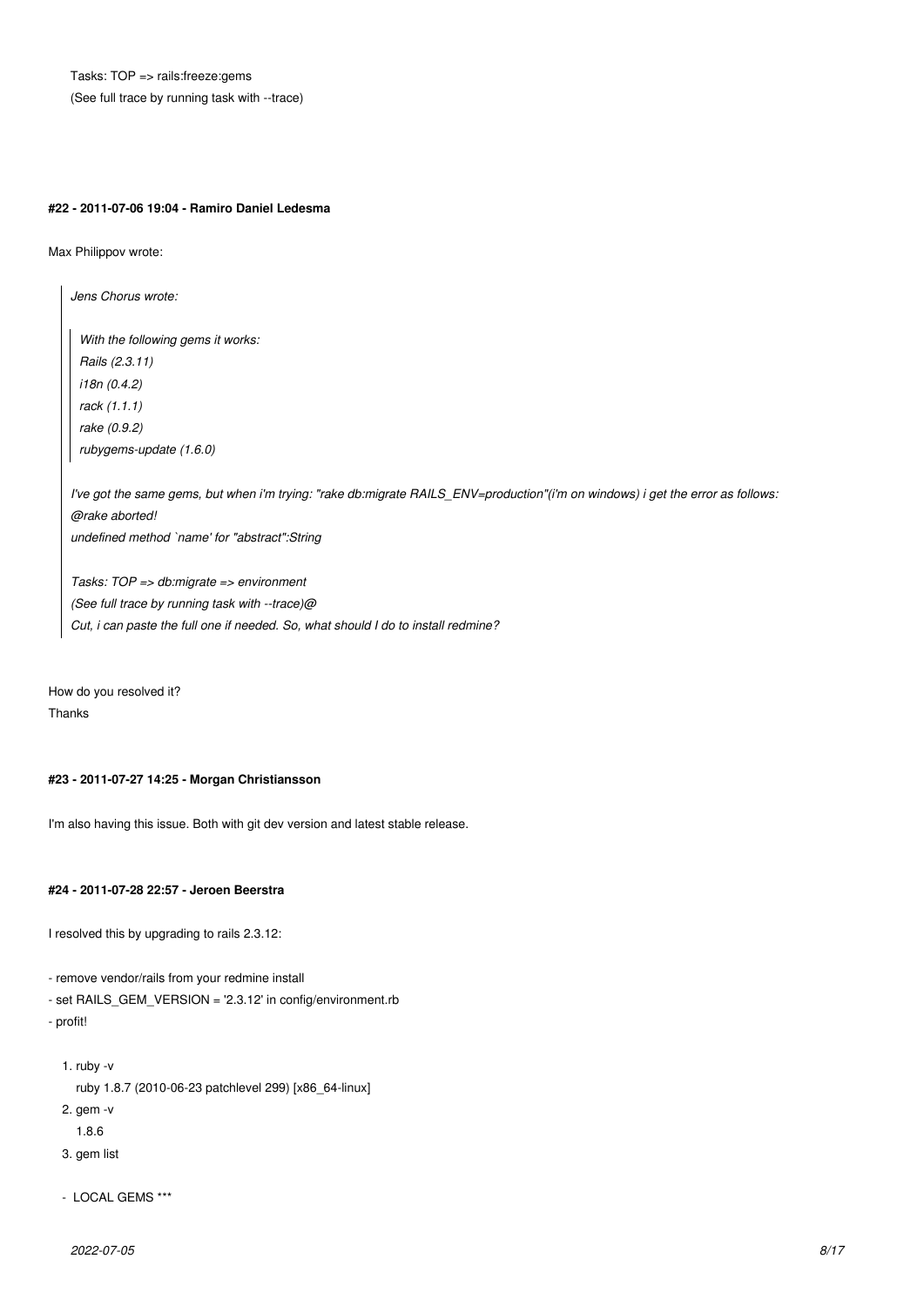Tasks: TOP => rails:freeze:gems
(See full trace by running task with --trace)

#### #22 - 2011-07-06 19:04 - Ramiro Daniel Ledesma

Max Philippov wrote:

> *Jens Chorus wrote:*
>
> > *With the following gems it works:*
> > *Rails (2.3.11)*
> > *i18n (0.4.2)*
> > *rack (1.1.1)*
> > *rake (0.9.2)*
> > *rubygems-update (1.6.0)*
>
> *I've got the same gems, but when i'm trying: "rake db:migrate RAILS_ENV=production"(i'm on windows) i get the error as follows:*
> *@rake aborted!*
> *undefined method `name' for "abstract":String*
>
> *Tasks: TOP => db:migrate => environment*
> *(See full trace by running task with --trace)@*
> *Cut, i can paste the full one if needed. So, what should I do to install redmine?*

How do you resolved it?
Thanks

#### #23 - 2011-07-27 14:25 - Morgan Christiansson

I'm also having this issue. Both with git dev version and latest stable release.

#### #24 - 2011-07-28 22:57 - Jeroen Beerstra

I resolved this by upgrading to rails 2.3.12:

- remove vendor/rails from your redmine install
- set RAILS_GEM_VERSION = '2.3.12' in config/environment.rb
- profit!

1. ruby -v
   ruby 1.8.7 (2010-06-23 patchlevel 299) [x86_64-linux]
2. gem -v
   1.8.6
3. gem list

- LOCAL GEMS ***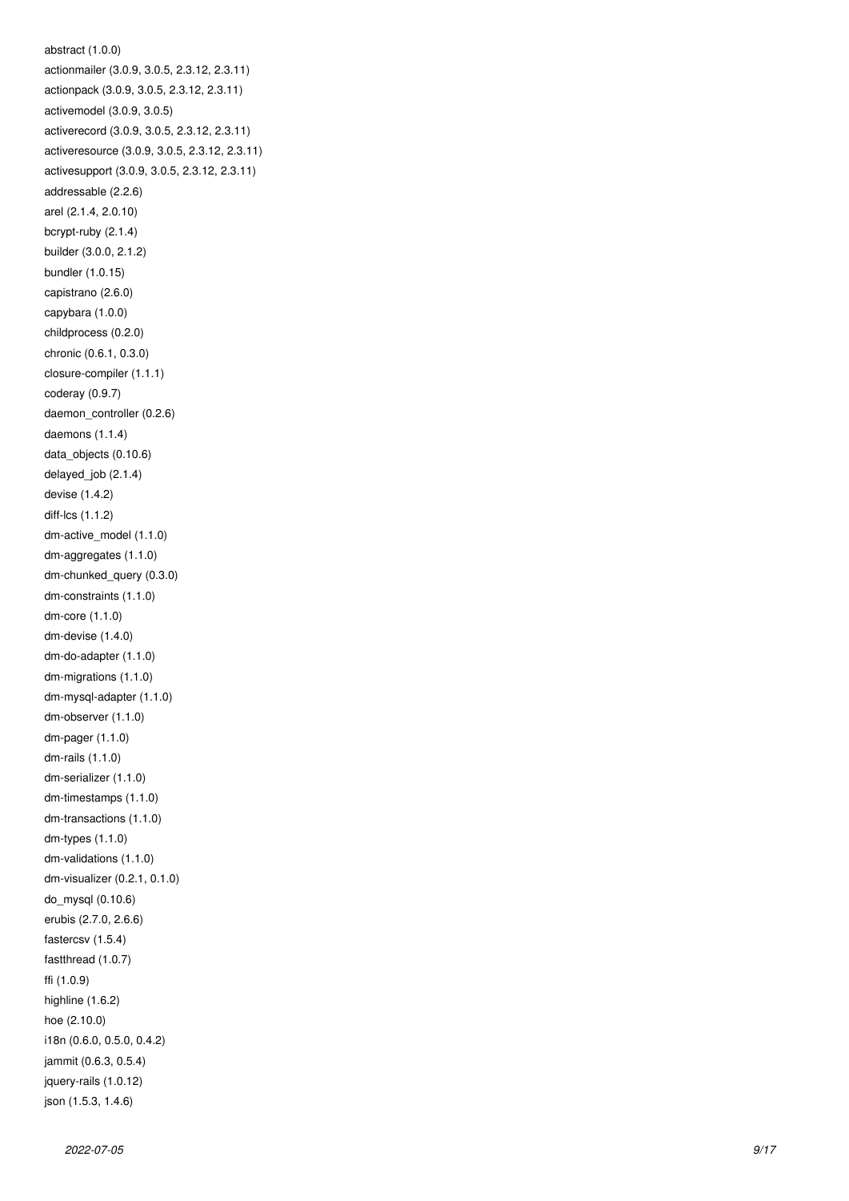abstract (1.0.0)
actionmailer (3.0.9, 3.0.5, 2.3.12, 2.3.11)
actionpack (3.0.9, 3.0.5, 2.3.12, 2.3.11)
activemodel (3.0.9, 3.0.5)
activerecord (3.0.9, 3.0.5, 2.3.12, 2.3.11)
activeresource (3.0.9, 3.0.5, 2.3.12, 2.3.11)
activesupport (3.0.9, 3.0.5, 2.3.12, 2.3.11)
addressable (2.2.6)
arel (2.1.4, 2.0.10)
bcrypt-ruby (2.1.4)
builder (3.0.0, 2.1.2)
bundler (1.0.15)
capistrano (2.6.0)
capybara (1.0.0)
childprocess (0.2.0)
chronic (0.6.1, 0.3.0)
closure-compiler (1.1.1)
coderay (0.9.7)
daemon_controller (0.2.6)
daemons (1.1.4)
data_objects (0.10.6)
delayed_job (2.1.4)
devise (1.4.2)
diff-lcs (1.1.2)
dm-active_model (1.1.0)
dm-aggregates (1.1.0)
dm-chunked_query (0.3.0)
dm-constraints (1.1.0)
dm-core (1.1.0)
dm-devise (1.4.0)
dm-do-adapter (1.1.0)
dm-migrations (1.1.0)
dm-mysql-adapter (1.1.0)
dm-observer (1.1.0)
dm-pager (1.1.0)
dm-rails (1.1.0)
dm-serializer (1.1.0)
dm-timestamps (1.1.0)
dm-transactions (1.1.0)
dm-types (1.1.0)
dm-validations (1.1.0)
dm-visualizer (0.2.1, 0.1.0)
do_mysql (0.10.6)
erubis (2.7.0, 2.6.6)
fastercsv (1.5.4)
fastthread (1.0.7)
ffi (1.0.9)
highline (1.6.2)
hoe (2.10.0)
i18n (0.6.0, 0.5.0, 0.4.2)
jammit (0.6.3, 0.5.4)
jquery-rails (1.0.12)
json (1.5.3, 1.4.6)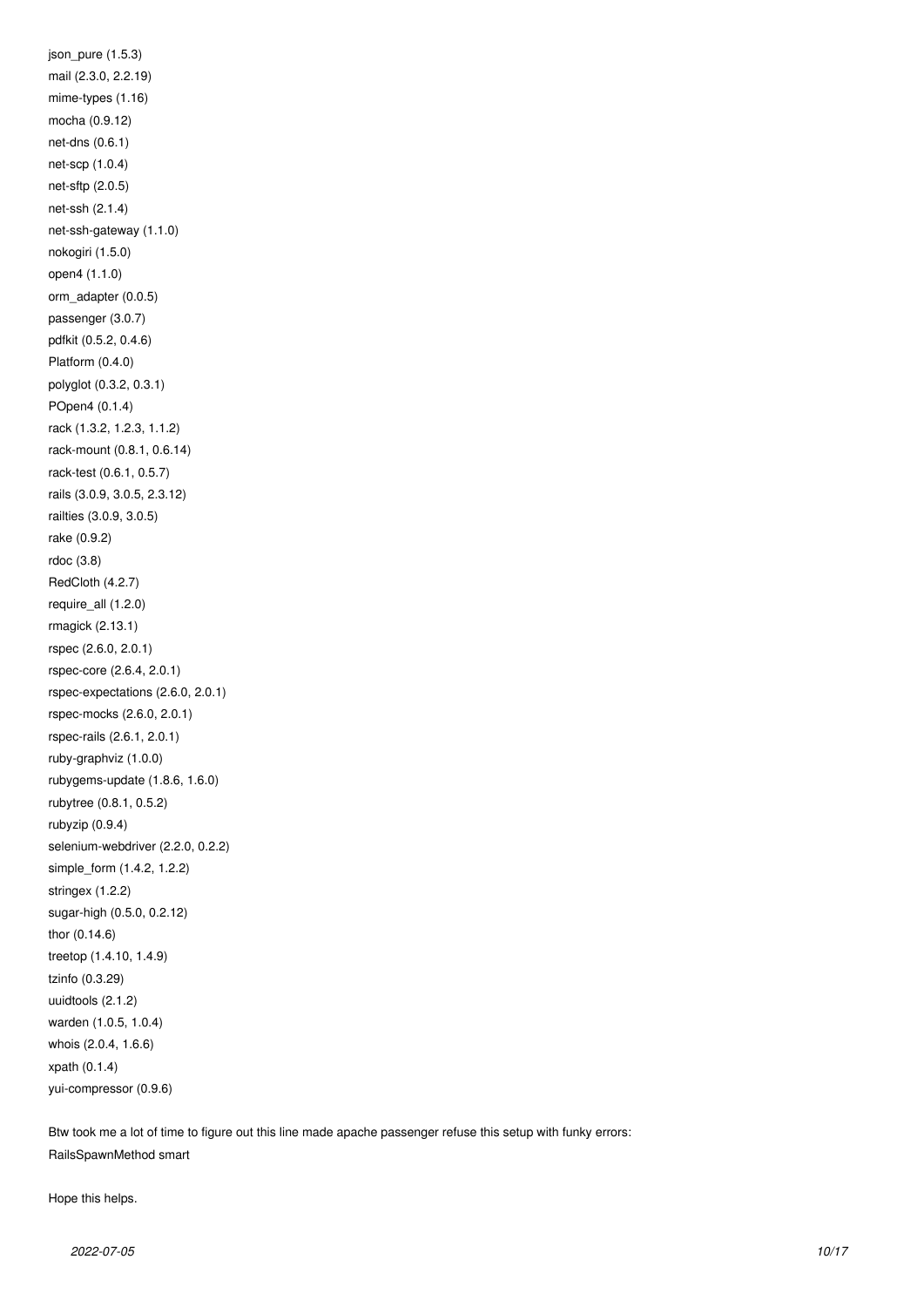json_pure (1.5.3)
mail (2.3.0, 2.2.19)
mime-types (1.16)
mocha (0.9.12)
net-dns (0.6.1)
net-scp (1.0.4)
net-sftp (2.0.5)
net-ssh (2.1.4)
net-ssh-gateway (1.1.0)
nokogiri (1.5.0)
open4 (1.1.0)
orm_adapter (0.0.5)
passenger (3.0.7)
pdfkit (0.5.2, 0.4.6)
Platform (0.4.0)
polyglot (0.3.2, 0.3.1)
POpen4 (0.1.4)
rack (1.3.2, 1.2.3, 1.1.2)
rack-mount (0.8.1, 0.6.14)
rack-test (0.6.1, 0.5.7)
rails (3.0.9, 3.0.5, 2.3.12)
railties (3.0.9, 3.0.5)
rake (0.9.2)
rdoc (3.8)
RedCloth (4.2.7)
require_all (1.2.0)
rmagick (2.13.1)
rspec (2.6.0, 2.0.1)
rspec-core (2.6.4, 2.0.1)
rspec-expectations (2.6.0, 2.0.1)
rspec-mocks (2.6.0, 2.0.1)
rspec-rails (2.6.1, 2.0.1)
ruby-graphviz (1.0.0)
rubygems-update (1.8.6, 1.6.0)
rubytree (0.8.1, 0.5.2)
rubyzip (0.9.4)
selenium-webdriver (2.2.0, 0.2.2)
simple_form (1.4.2, 1.2.2)
stringex (1.2.2)
sugar-high (0.5.0, 0.2.12)
thor (0.14.6)
treetop (1.4.10, 1.4.9)
tzinfo (0.3.29)
uuidtools (2.1.2)
warden (1.0.5, 1.0.4)
whois (2.0.4, 1.6.6)
xpath (0.1.4)
yui-compressor (0.9.6)

Btw took me a lot of time to figure out this line made apache passenger refuse this setup with funky errors:
RailsSpawnMethod smart

Hope this helps.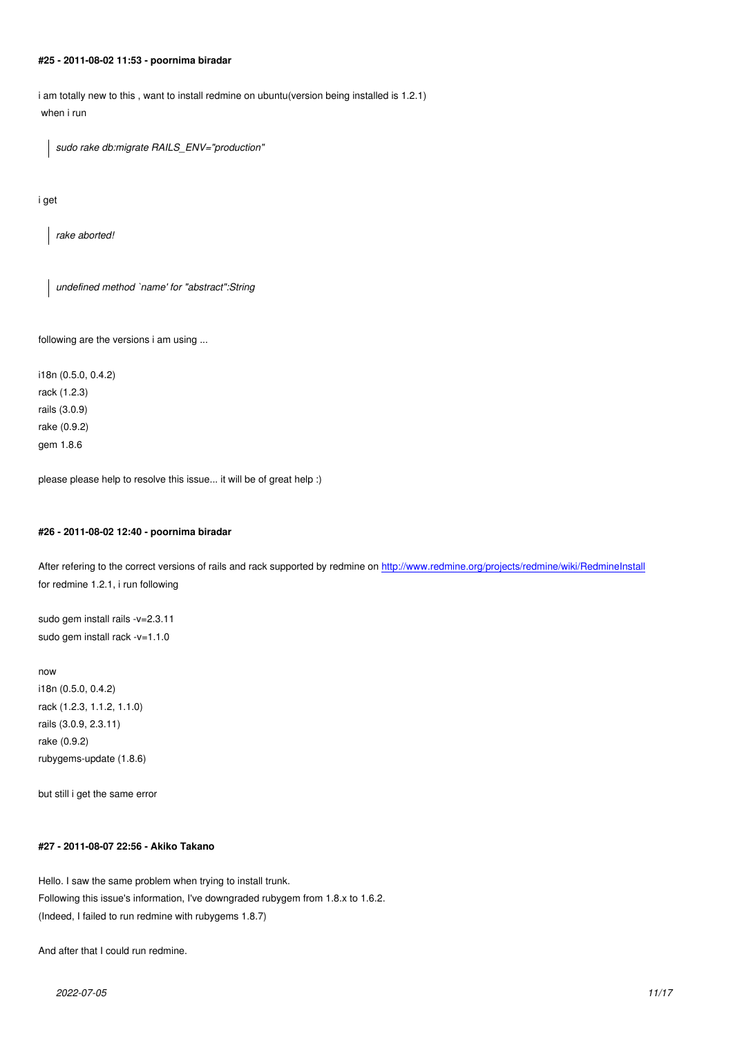#### #25 - 2011-08-02 11:53 - poornima biradar

i am totally new to this , want to install redmine on ubuntu(version being installed is 1.2.1)
when i run

> *sudo rake db:migrate RAILS_ENV="production"*

i get

> *rake aborted!*

> *undefined method `name' for "abstract":String*

following are the versions i am using ...

i18n (0.5.0, 0.4.2)
rack (1.2.3)
rails (3.0.9)
rake (0.9.2)
gem 1.8.6

please please help to resolve this issue... it will be of great help :)

#### #26 - 2011-08-02 12:40 - poornima biradar

After refering to the correct versions of rails and rack supported by redmine on http://www.redmine.org/projects/redmine/wiki/RedmineInstall for redmine 1.2.1, i run following

sudo gem install rails -v=2.3.11
sudo gem install rack -v=1.1.0

now
i18n (0.5.0, 0.4.2)
rack (1.2.3, 1.1.2, 1.1.0)
rails (3.0.9, 2.3.11)
rake (0.9.2)
rubygems-update (1.8.6)

but still i get the same error

#### #27 - 2011-08-07 22:56 - Akiko Takano

Hello. I saw the same problem when trying to install trunk.
Following this issue's information, I've downgraded rubygem from 1.8.x to 1.6.2.
(Indeed, I failed to run redmine with rubygems 1.8.7)

And after that I could run redmine.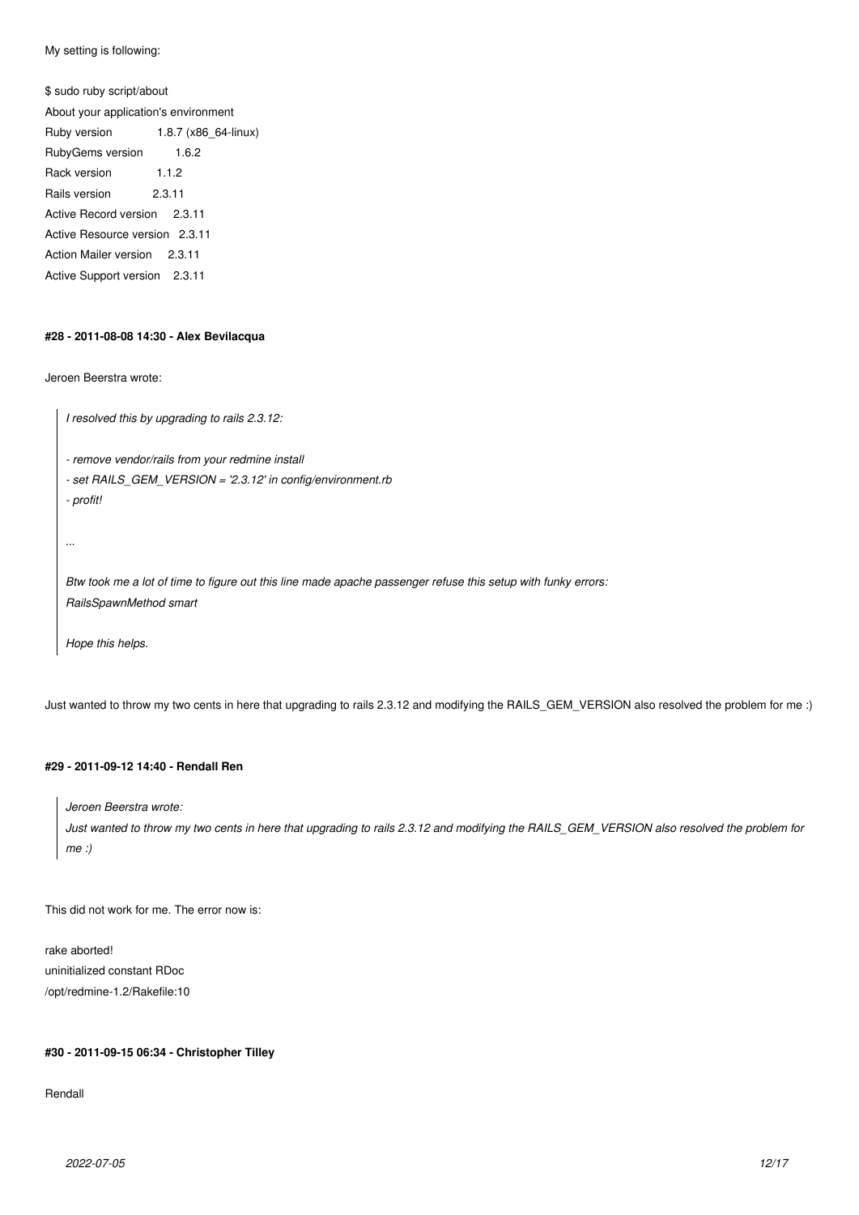My setting is following:

$ sudo ruby script/about
About your application's environment
Ruby version 1.8.7 (x86_64-linux)
RubyGems version 1.6.2
Rack version 1.1.2
Rails version 2.3.11
Active Record version 2.3.11
Active Resource version 2.3.11
Action Mailer version 2.3.11
Active Support version 2.3.11

#### #28 - 2011-08-08 14:30 - Alex Bevilacqua

Jeroen Beerstra wrote:

> *I resolved this by upgrading to rails 2.3.12:*
>
> *- remove vendor/rails from your redmine install*
> *- set RAILS_GEM_VERSION = '2.3.12' in config/environment.rb*
> *- profit!*
>
> *...*
>
> *Btw took me a lot of time to figure out this line made apache passenger refuse this setup with funky errors:*
> *RailsSpawnMethod smart*
>
> *Hope this helps.*

Just wanted to throw my two cents in here that upgrading to rails 2.3.12 and modifying the RAILS_GEM_VERSION also resolved the problem for me :)

#### #29 - 2011-09-12 14:40 - Rendall Ren

> *Jeroen Beerstra wrote:*
> *Just wanted to throw my two cents in here that upgrading to rails 2.3.12 and modifying the RAILS_GEM_VERSION also resolved the problem for me :)*

This did not work for me. The error now is:

rake aborted!
uninitialized constant RDoc
/opt/redmine-1.2/Rakefile:10

#### #30 - 2011-09-15 06:34 - Christopher Tilley

Rendall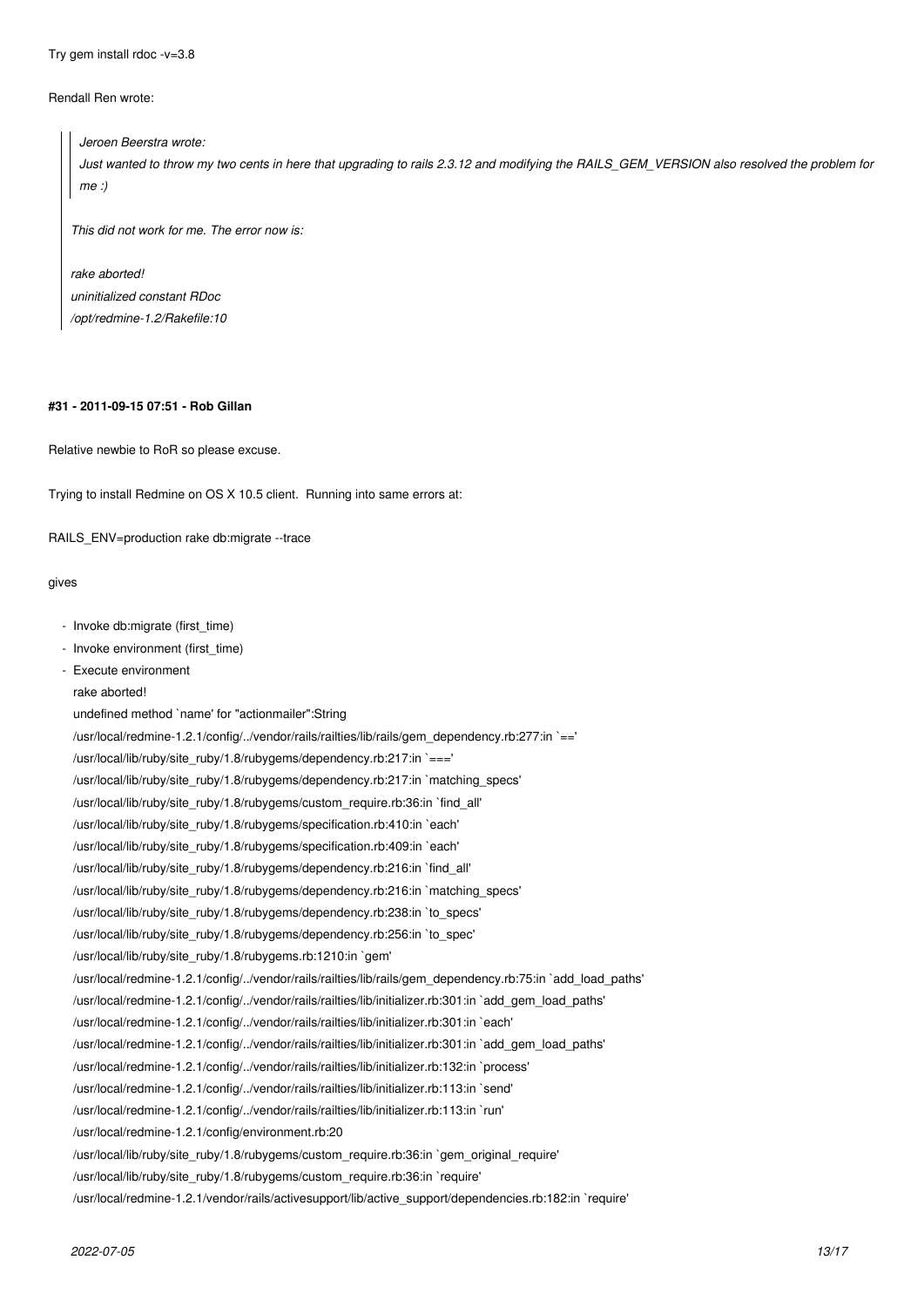Try gem install rdoc -v=3.8

Rendall Ren wrote:

> *Jeroen Beerstra wrote:*
>
> > *Just wanted to throw my two cents in here that upgrading to rails 2.3.12 and modifying the RAILS_GEM_VERSION also resolved the problem for me :)*
>
> *This did not work for me. The error now is:*
>
> *rake aborted!*
> *uninitialized constant RDoc*
> */opt/redmine-1.2/Rakefile:10*

#### #31 - 2011-09-15 07:51 - Rob Gillan

Relative newbie to RoR so please excuse.

Trying to install Redmine on OS X 10.5 client. Running into same errors at:

RAILS_ENV=production rake db:migrate --trace

gives

- Invoke db:migrate (first_time)
- Invoke environment (first_time)
- Execute environment

```
rake aborted!
undefined method `name' for "actionmailer":String
/usr/local/redmine-1.2.1/config/../vendor/rails/railties/lib/rails/gem_dependency.rb:277:in `=='
/usr/local/lib/ruby/site_ruby/1.8/rubygems/dependency.rb:217:in `==='
/usr/local/lib/ruby/site_ruby/1.8/rubygems/dependency.rb:217:in `matching_specs'
/usr/local/lib/ruby/site_ruby/1.8/rubygems/custom_require.rb:36:in `find_all'
/usr/local/lib/ruby/site_ruby/1.8/rubygems/specification.rb:410:in `each'
/usr/local/lib/ruby/site_ruby/1.8/rubygems/specification.rb:409:in `each'
/usr/local/lib/ruby/site_ruby/1.8/rubygems/dependency.rb:216:in `find_all'
/usr/local/lib/ruby/site_ruby/1.8/rubygems/dependency.rb:216:in `matching_specs'
/usr/local/lib/ruby/site_ruby/1.8/rubygems/dependency.rb:238:in `to_specs'
/usr/local/lib/ruby/site_ruby/1.8/rubygems/dependency.rb:256:in `to_spec'
/usr/local/lib/ruby/site_ruby/1.8/rubygems.rb:1210:in `gem'
/usr/local/redmine-1.2.1/config/../vendor/rails/railties/lib/rails/gem_dependency.rb:75:in `add_load_paths'
/usr/local/redmine-1.2.1/config/../vendor/rails/railties/lib/initializer.rb:301:in `add_gem_load_paths'
/usr/local/redmine-1.2.1/config/../vendor/rails/railties/lib/initializer.rb:301:in `each'
/usr/local/redmine-1.2.1/config/../vendor/rails/railties/lib/initializer.rb:301:in `add_gem_load_paths'
/usr/local/redmine-1.2.1/config/../vendor/rails/railties/lib/initializer.rb:132:in `process'
/usr/local/redmine-1.2.1/config/../vendor/rails/railties/lib/initializer.rb:113:in `send'
/usr/local/redmine-1.2.1/config/../vendor/rails/railties/lib/initializer.rb:113:in `run'
/usr/local/redmine-1.2.1/config/environment.rb:20
/usr/local/lib/ruby/site_ruby/1.8/rubygems/custom_require.rb:36:in `gem_original_require'
/usr/local/lib/ruby/site_ruby/1.8/rubygems/custom_require.rb:36:in `require'
/usr/local/redmine-1.2.1/vendor/rails/activesupport/lib/active_support/dependencies.rb:182:in `require'
```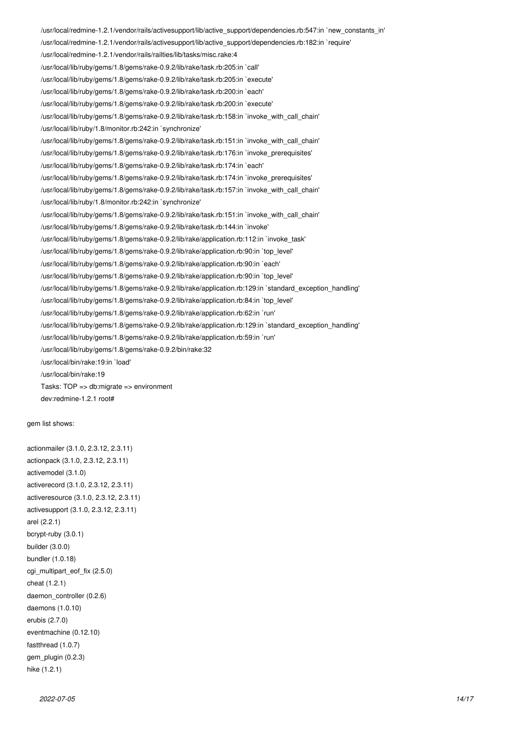```
/usr/local/redmine-1.2.1/vendor/rails/activesupport/lib/active_support/dependencies.rb:547:in `new_constants_in'
/usr/local/redmine-1.2.1/vendor/rails/activesupport/lib/active_support/dependencies.rb:182:in `require'
/usr/local/redmine-1.2.1/vendor/rails/railties/lib/tasks/misc.rake:4
/usr/local/lib/ruby/gems/1.8/gems/rake-0.9.2/lib/rake/task.rb:205:in `call'
/usr/local/lib/ruby/gems/1.8/gems/rake-0.9.2/lib/rake/task.rb:205:in `execute'
/usr/local/lib/ruby/gems/1.8/gems/rake-0.9.2/lib/rake/task.rb:200:in `each'
/usr/local/lib/ruby/gems/1.8/gems/rake-0.9.2/lib/rake/task.rb:200:in `execute'
/usr/local/lib/ruby/gems/1.8/gems/rake-0.9.2/lib/rake/task.rb:158:in `invoke_with_call_chain'
/usr/local/lib/ruby/1.8/monitor.rb:242:in `synchronize'
/usr/local/lib/ruby/gems/1.8/gems/rake-0.9.2/lib/rake/task.rb:151:in `invoke_with_call_chain'
/usr/local/lib/ruby/gems/1.8/gems/rake-0.9.2/lib/rake/task.rb:176:in `invoke_prerequisites'
/usr/local/lib/ruby/gems/1.8/gems/rake-0.9.2/lib/rake/task.rb:174:in `each'
/usr/local/lib/ruby/gems/1.8/gems/rake-0.9.2/lib/rake/task.rb:174:in `invoke_prerequisites'
/usr/local/lib/ruby/gems/1.8/gems/rake-0.9.2/lib/rake/task.rb:157:in `invoke_with_call_chain'
/usr/local/lib/ruby/1.8/monitor.rb:242:in `synchronize'
/usr/local/lib/ruby/gems/1.8/gems/rake-0.9.2/lib/rake/task.rb:151:in `invoke_with_call_chain'
/usr/local/lib/ruby/gems/1.8/gems/rake-0.9.2/lib/rake/task.rb:144:in `invoke'
/usr/local/lib/ruby/gems/1.8/gems/rake-0.9.2/lib/rake/application.rb:112:in `invoke_task'
/usr/local/lib/ruby/gems/1.8/gems/rake-0.9.2/lib/rake/application.rb:90:in `top_level'
/usr/local/lib/ruby/gems/1.8/gems/rake-0.9.2/lib/rake/application.rb:90:in `each'
/usr/local/lib/ruby/gems/1.8/gems/rake-0.9.2/lib/rake/application.rb:90:in `top_level'
/usr/local/lib/ruby/gems/1.8/gems/rake-0.9.2/lib/rake/application.rb:129:in `standard_exception_handling'
/usr/local/lib/ruby/gems/1.8/gems/rake-0.9.2/lib/rake/application.rb:84:in `top_level'
/usr/local/lib/ruby/gems/1.8/gems/rake-0.9.2/lib/rake/application.rb:62:in `run'
/usr/local/lib/ruby/gems/1.8/gems/rake-0.9.2/lib/rake/application.rb:129:in `standard_exception_handling'
/usr/local/lib/ruby/gems/1.8/gems/rake-0.9.2/lib/rake/application.rb:59:in `run'
/usr/local/lib/ruby/gems/1.8/gems/rake-0.9.2/bin/rake:32
/usr/local/bin/rake:19:in `load'
/usr/local/bin/rake:19
Tasks: TOP => db:migrate => environment
dev:redmine-1.2.1 root#
```

gem list shows:

actionmailer (3.1.0, 2.3.12, 2.3.11)
actionpack (3.1.0, 2.3.12, 2.3.11)
activemodel (3.1.0)
activerecord (3.1.0, 2.3.12, 2.3.11)
activeresource (3.1.0, 2.3.12, 2.3.11)
activesupport (3.1.0, 2.3.12, 2.3.11)
arel (2.2.1)
bcrypt-ruby (3.0.1)
builder (3.0.0)
bundler (1.0.18)
cgi_multipart_eof_fix (2.5.0)
cheat (1.2.1)
daemon_controller (0.2.6)
daemons (1.0.10)
erubis (2.7.0)
eventmachine (0.12.10)
fastthread (1.0.7)
gem_plugin (0.2.3)
hike (1.2.1)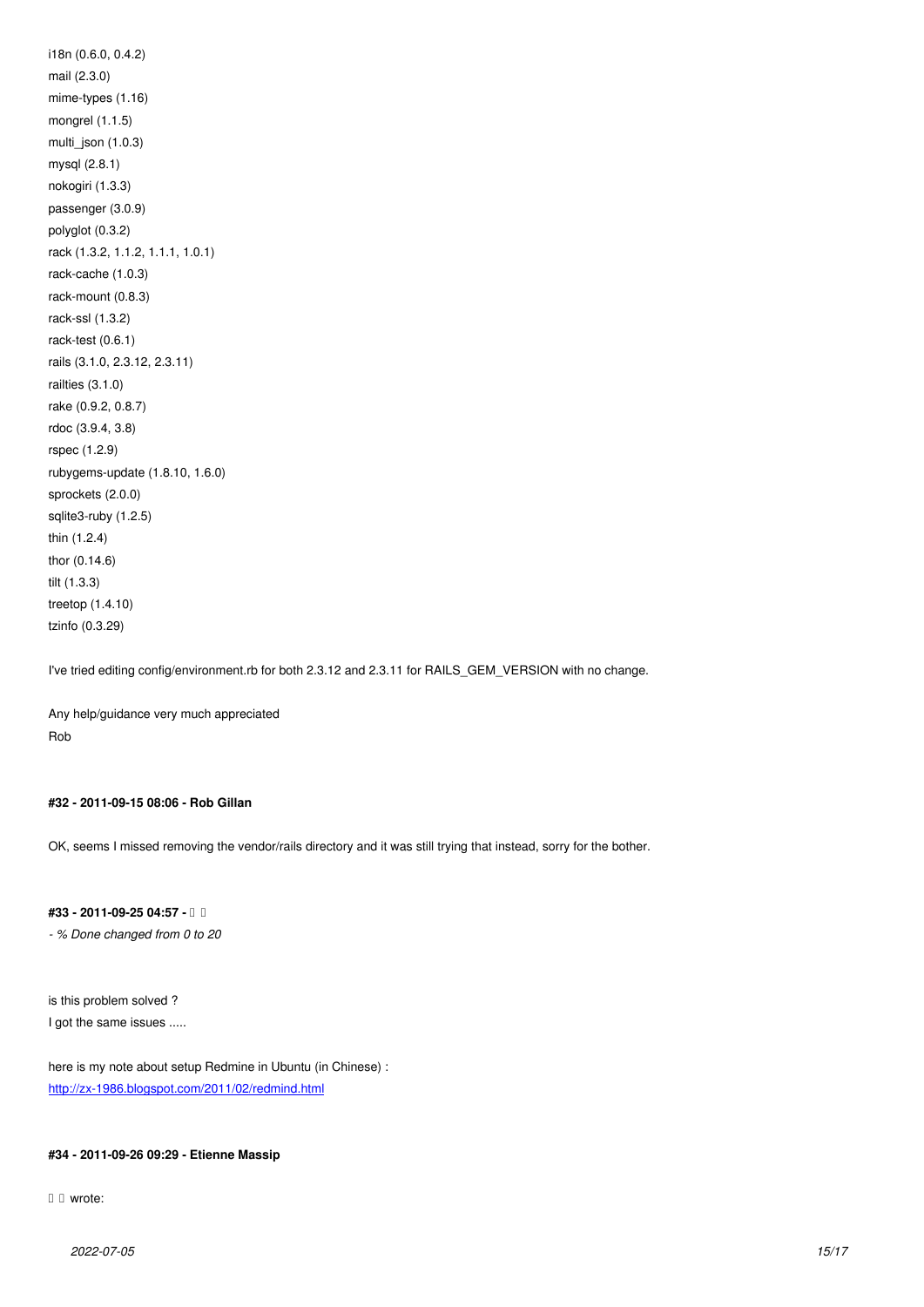i18n (0.6.0, 0.4.2)
mail (2.3.0)
mime-types (1.16)
mongrel (1.1.5)
multi_json (1.0.3)
mysql (2.8.1)
nokogiri (1.3.3)
passenger (3.0.9)
polyglot (0.3.2)
rack (1.3.2, 1.1.2, 1.1.1, 1.0.1)
rack-cache (1.0.3)
rack-mount (0.8.3)
rack-ssl (1.3.2)
rack-test (0.6.1)
rails (3.1.0, 2.3.12, 2.3.11)
railties (3.1.0)
rake (0.9.2, 0.8.7)
rdoc (3.9.4, 3.8)
rspec (1.2.9)
rubygems-update (1.8.10, 1.6.0)
sprockets (2.0.0)
sqlite3-ruby (1.2.5)
thin (1.2.4)
thor (0.14.6)
tilt (1.3.3)
treetop (1.4.10)
tzinfo (0.3.29)

I've tried editing config/environment.rb for both 2.3.12 and 2.3.11 for RAILS_GEM_VERSION with no change.

Any help/guidance very much appreciated
Rob

#### #32 - 2011-09-15 08:06 - Rob Gillan

OK, seems I missed removing the vendor/rails directory and it was still trying that instead, sorry for the bother.

#### #33 - 2011-09-25 04:57 - � �

*- % Done changed from 0 to 20*

is this problem solved ?
I got the same issues .....

here is my note about setup Redmine in Ubuntu (in Chinese) :
http://zx-1986.blogspot.com/2011/02/redmind.html

#### #34 - 2011-09-26 09:29 - Etienne Massip

� � wrote: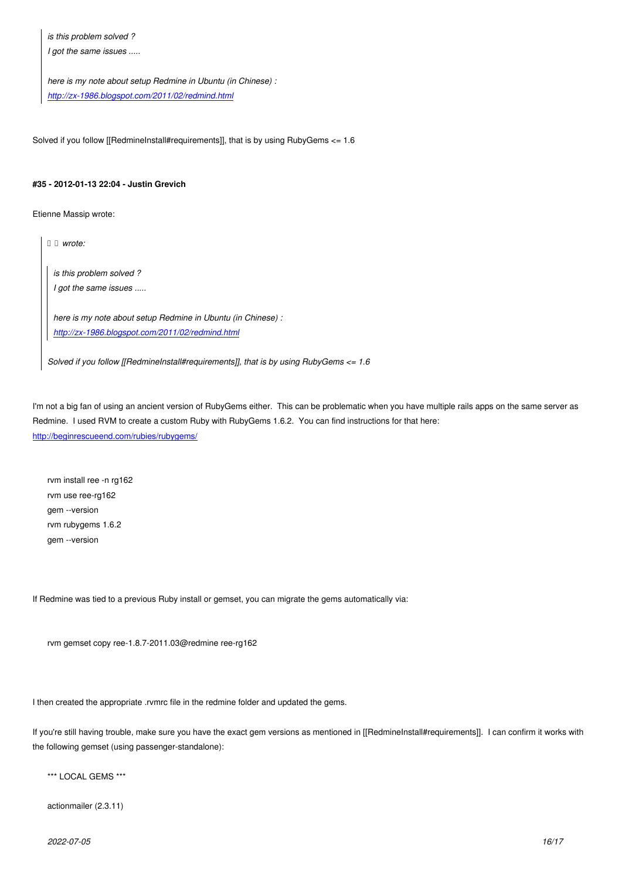> *is this problem solved ?*
> *I got the same issues .....*
>
> *here is my note about setup Redmine in Ubuntu (in Chinese) :*
> *http://zx-1986.blogspot.com/2011/02/redmind.html*

Solved if you follow [[RedmineInstall#requirements]], that is by using RubyGems <= 1.6

#### #35 - 2012-01-13 22:04 - Justin Grevich

Etienne Massip wrote:

> *  wrote:*
>
> > *is this problem solved ?*
> > *I got the same issues .....*
> >
> > *here is my note about setup Redmine in Ubuntu (in Chinese) :*
> > *http://zx-1986.blogspot.com/2011/02/redmind.html*
>
> *Solved if you follow [[RedmineInstall#requirements]], that is by using RubyGems <= 1.6*

I'm not a big fan of using an ancient version of RubyGems either. This can be problematic when you have multiple rails apps on the same server as Redmine. I used RVM to create a custom Ruby with RubyGems 1.6.2. You can find instructions for that here: http://beginrescueend.com/rubies/rubygems/

```
rvm install ree -n rg162
rvm use ree-rg162
gem --version
rvm rubygems 1.6.2
gem --version
```

If Redmine was tied to a previous Ruby install or gemset, you can migrate the gems automatically via:

```
rvm gemset copy ree-1.8.7-2011.03@redmine ree-rg162
```

I then created the appropriate .rvmrc file in the redmine folder and updated the gems.

If you're still having trouble, make sure you have the exact gem versions as mentioned in [[RedmineInstall#requirements]]. I can confirm it works with the following gemset (using passenger-standalone):

```
*** LOCAL GEMS ***

actionmailer (2.3.11)
```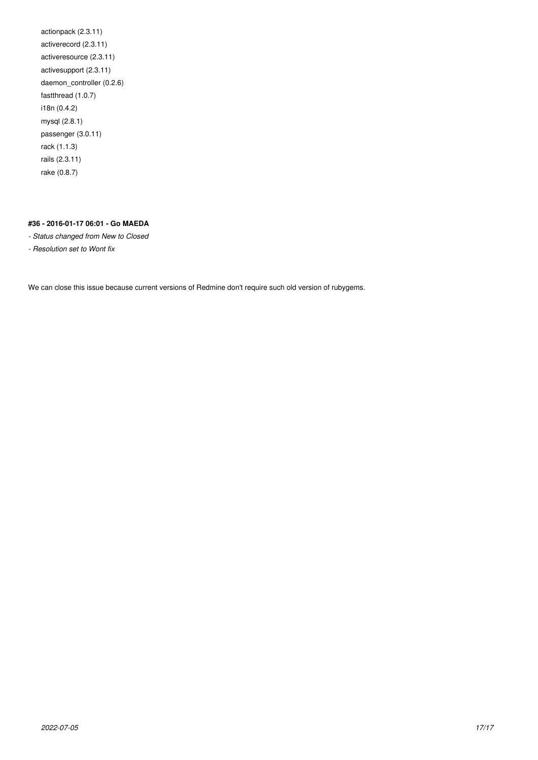actionpack (2.3.11)  
activerecord (2.3.11)  
activeresource (2.3.11)  
activesupport (2.3.11)  
daemon_controller (0.2.6)  
fastthread (1.0.7)  
i18n (0.4.2)  
mysql (2.8.1)  
passenger (3.0.11)  
rack (1.1.3)  
rails (2.3.11)  
rake (0.8.7)

**#36 - 2016-01-17 06:01 - Go MAEDA**

*- Status changed from New to Closed*

*- Resolution set to Wont fix*

We can close this issue because current versions of Redmine don't require such old version of rubygems.